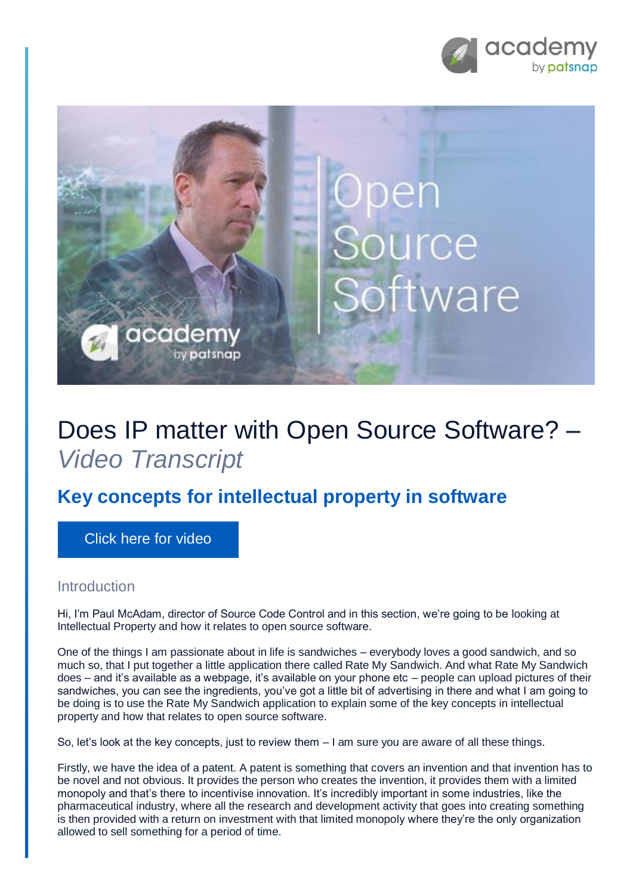# Does IP matter with Open Source Software? – *Video Transcript*

## Key concepts for intellectual property in software

Click here for video

### Introduction

Hi, I'm Paul McAdam, director of Source Code Control and in this section, we're going to be looking at Intellectual Property and how it relates to open source software.

One of the things I am passionate about in life is sandwiches – everybody loves a good sandwich, and so much so, that I put together a little application there called Rate My Sandwich. And what Rate My Sandwich does – and it's available as a webpage, it's available on your phone etc – people can upload pictures of their sandwiches, you can see the ingredients, you've got a little bit of advertising in there and what I am going to be doing is to use the Rate My Sandwich application to explain some of the key concepts in intellectual property and how that relates to open source software.

So, let's look at the key concepts, just to review them – I am sure you are aware of all these things.

Firstly, we have the idea of a patent. A patent is something that covers an invention and that invention has to be novel and not obvious. It provides the person who creates the invention, it provides them with a limited monopoly and that's there to incentivise innovation. It's incredibly important in some industries, like the pharmaceutical industry, where all the research and development activity that goes into creating something is then provided with a return on investment with that limited monopoly where they're the only organization allowed to sell something for a period of time.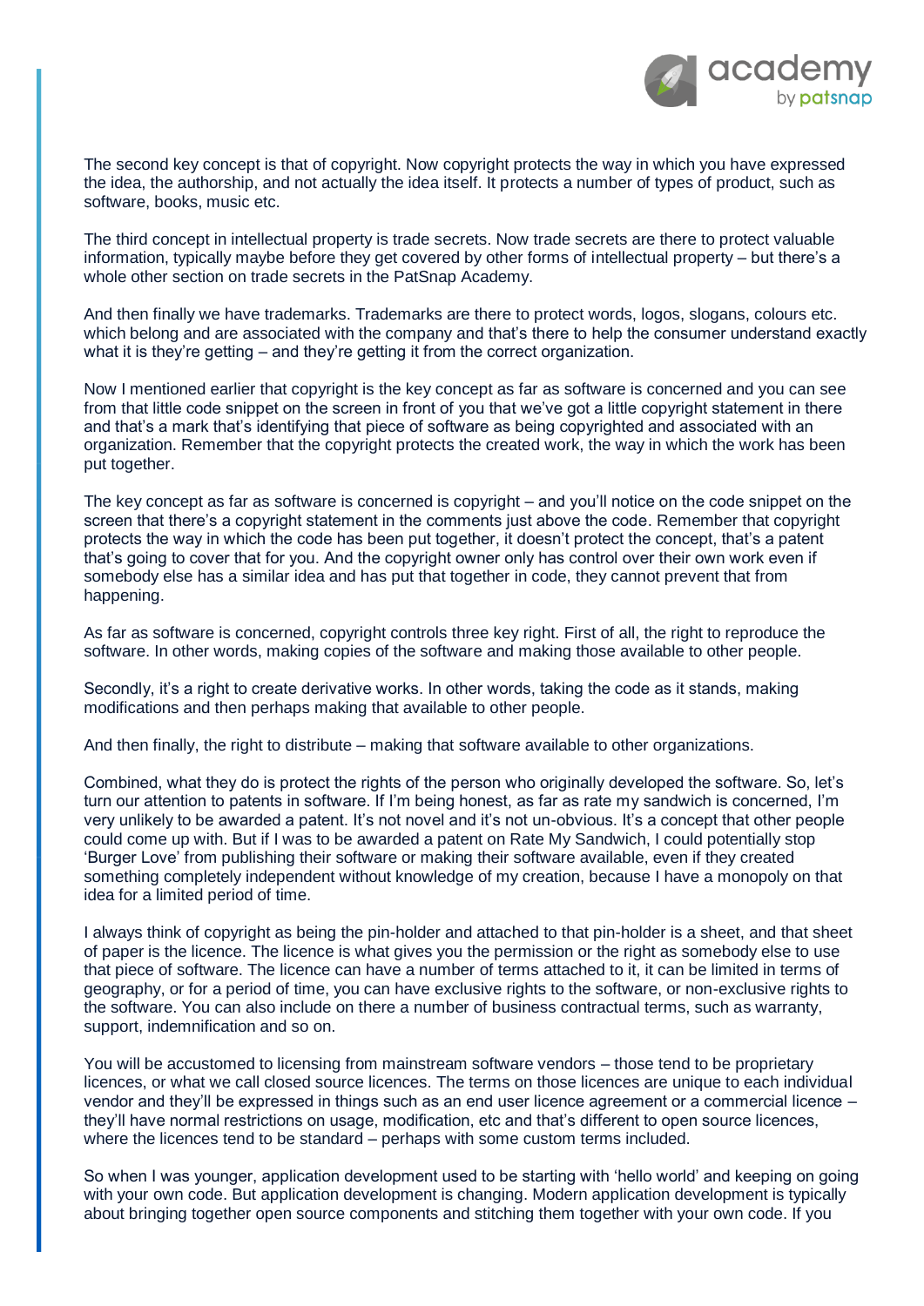The second key concept is that of copyright. Now copyright protects the way in which you have expressed the idea, the authorship, and not actually the idea itself. It protects a number of types of product, such as software, books, music etc.

The third concept in intellectual property is trade secrets. Now trade secrets are there to protect valuable information, typically maybe before they get covered by other forms of intellectual property – but there's a whole other section on trade secrets in the PatSnap Academy.

And then finally we have trademarks. Trademarks are there to protect words, logos, slogans, colours etc. which belong and are associated with the company and that's there to help the consumer understand exactly what it is they're getting – and they're getting it from the correct organization.

Now I mentioned earlier that copyright is the key concept as far as software is concerned and you can see from that little code snippet on the screen in front of you that we've got a little copyright statement in there and that's a mark that's identifying that piece of software as being copyrighted and associated with an organization. Remember that the copyright protects the created work, the way in which the work has been put together.

The key concept as far as software is concerned is copyright – and you'll notice on the code snippet on the screen that there's a copyright statement in the comments just above the code. Remember that copyright protects the way in which the code has been put together, it doesn't protect the concept, that's a patent that's going to cover that for you. And the copyright owner only has control over their own work even if somebody else has a similar idea and has put that together in code, they cannot prevent that from happening.

As far as software is concerned, copyright controls three key right. First of all, the right to reproduce the software. In other words, making copies of the software and making those available to other people.

Secondly, it's a right to create derivative works. In other words, taking the code as it stands, making modifications and then perhaps making that available to other people.

And then finally, the right to distribute – making that software available to other organizations.

Combined, what they do is protect the rights of the person who originally developed the software. So, let's turn our attention to patents in software. If I'm being honest, as far as rate my sandwich is concerned, I'm very unlikely to be awarded a patent. It's not novel and it's not un-obvious. It's a concept that other people could come up with. But if I was to be awarded a patent on Rate My Sandwich, I could potentially stop 'Burger Love' from publishing their software or making their software available, even if they created something completely independent without knowledge of my creation, because I have a monopoly on that idea for a limited period of time.

I always think of copyright as being the pin-holder and attached to that pin-holder is a sheet, and that sheet of paper is the licence. The licence is what gives you the permission or the right as somebody else to use that piece of software. The licence can have a number of terms attached to it, it can be limited in terms of geography, or for a period of time, you can have exclusive rights to the software, or non-exclusive rights to the software. You can also include on there a number of business contractual terms, such as warranty, support, indemnification and so on.

You will be accustomed to licensing from mainstream software vendors – those tend to be proprietary licences, or what we call closed source licences. The terms on those licences are unique to each individual vendor and they'll be expressed in things such as an end user licence agreement or a commercial licence – they'll have normal restrictions on usage, modification, etc and that's different to open source licences, where the licences tend to be standard – perhaps with some custom terms included.

So when I was younger, application development used to be starting with 'hello world' and keeping on going with your own code. But application development is changing. Modern application development is typically about bringing together open source components and stitching them together with your own code. If you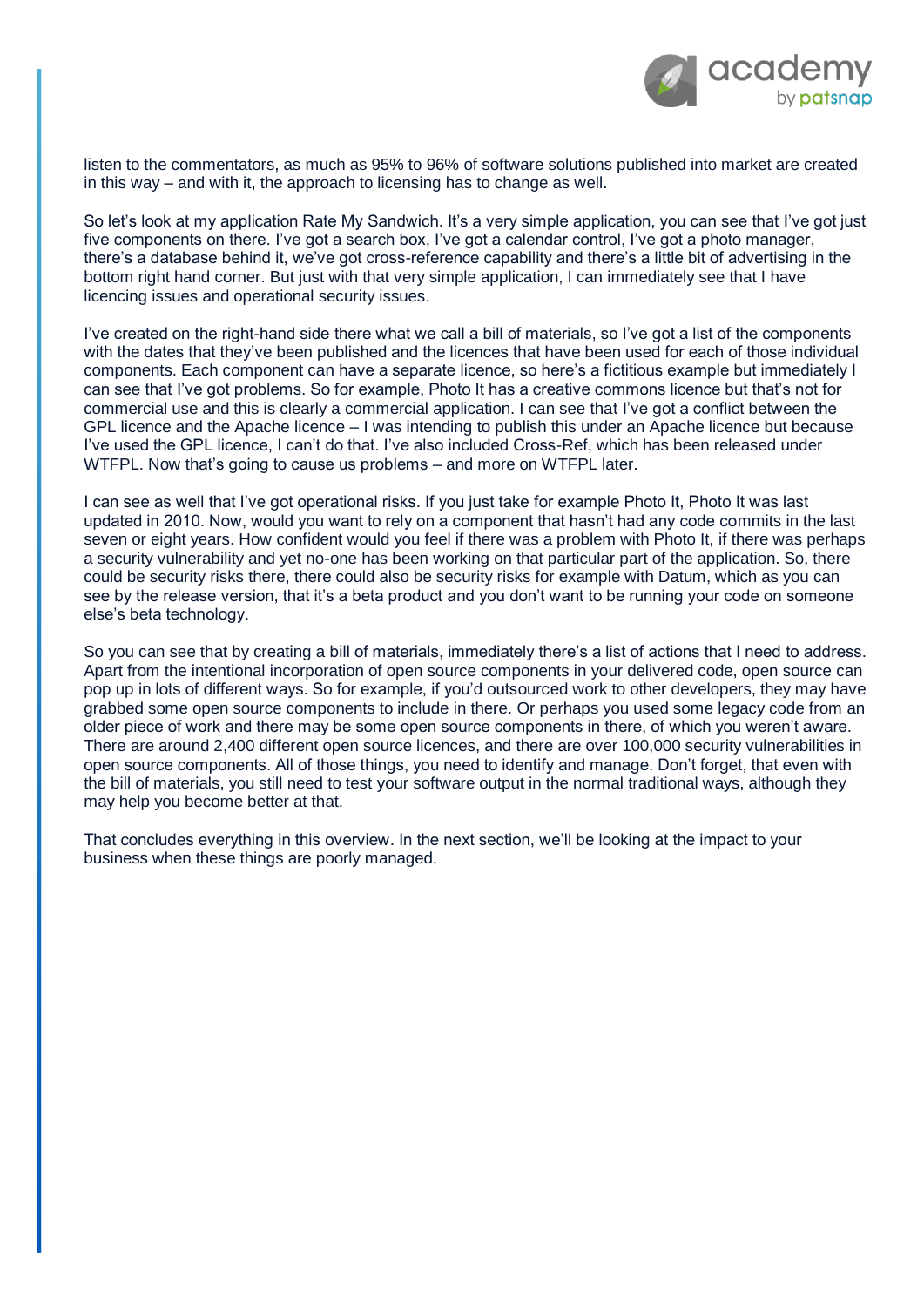listen to the commentators, as much as 95% to 96% of software solutions published into market are created in this way – and with it, the approach to licensing has to change as well.

So let's look at my application Rate My Sandwich. It's a very simple application, you can see that I've got just five components on there. I've got a search box, I've got a calendar control, I've got a photo manager, there's a database behind it, we've got cross-reference capability and there's a little bit of advertising in the bottom right hand corner. But just with that very simple application, I can immediately see that I have licencing issues and operational security issues.

I've created on the right-hand side there what we call a bill of materials, so I've got a list of the components with the dates that they've been published and the licences that have been used for each of those individual components. Each component can have a separate licence, so here's a fictitious example but immediately I can see that I've got problems. So for example, Photo It has a creative commons licence but that's not for commercial use and this is clearly a commercial application. I can see that I've got a conflict between the GPL licence and the Apache licence – I was intending to publish this under an Apache licence but because I've used the GPL licence, I can't do that. I've also included Cross-Ref, which has been released under WTFPL. Now that's going to cause us problems – and more on WTFPL later.

I can see as well that I've got operational risks. If you just take for example Photo It, Photo It was last updated in 2010. Now, would you want to rely on a component that hasn't had any code commits in the last seven or eight years. How confident would you feel if there was a problem with Photo It, if there was perhaps a security vulnerability and yet no-one has been working on that particular part of the application. So, there could be security risks there, there could also be security risks for example with Datum, which as you can see by the release version, that it's a beta product and you don't want to be running your code on someone else's beta technology.

So you can see that by creating a bill of materials, immediately there's a list of actions that I need to address. Apart from the intentional incorporation of open source components in your delivered code, open source can pop up in lots of different ways. So for example, if you'd outsourced work to other developers, they may have grabbed some open source components to include in there. Or perhaps you used some legacy code from an older piece of work and there may be some open source components in there, of which you weren't aware. There are around 2,400 different open source licences, and there are over 100,000 security vulnerabilities in open source components. All of those things, you need to identify and manage. Don't forget, that even with the bill of materials, you still need to test your software output in the normal traditional ways, although they may help you become better at that.

That concludes everything in this overview. In the next section, we'll be looking at the impact to your business when these things are poorly managed.